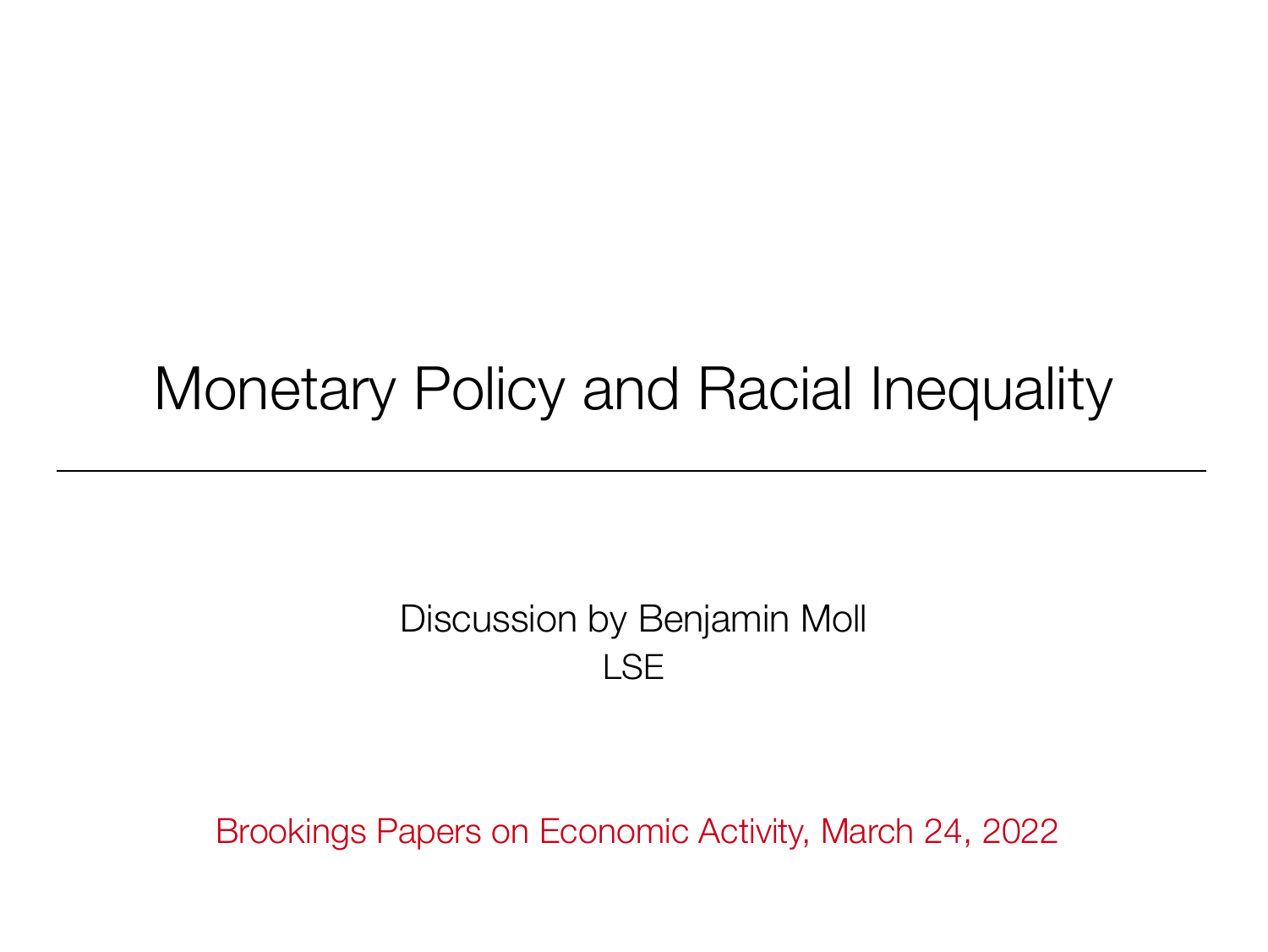# Monetary Policy and Racial Inequality

Discussion by Benjamin Moll
LSE

Brookings Papers on Economic Activity, March 24, 2022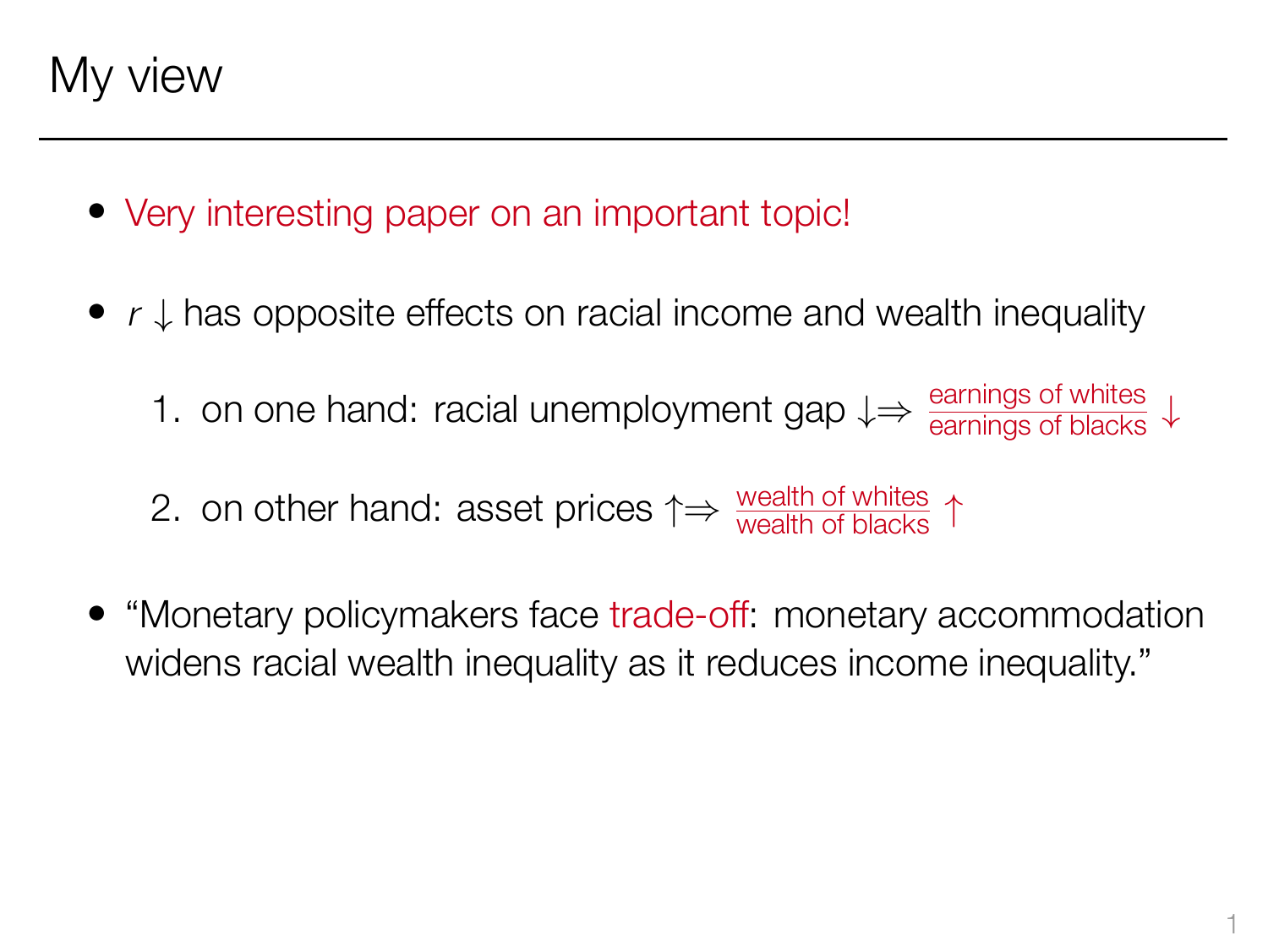# My view

- Very interesting paper on an important topic!
- $r \downarrow$ has opposite effects on racial income and wealth inequality
  1. on one hand: racial unemployment gap $\downarrow \Rightarrow \frac{\text{earnings of whites}}{\text{earnings of blacks}} \downarrow$
  2. on other hand: asset prices $\uparrow \Rightarrow \frac{\text{wealth of whites}}{\text{wealth of blacks}} \uparrow$
- "Monetary policymakers face trade-off: monetary accommodation widens racial wealth inequality as it reduces income inequality."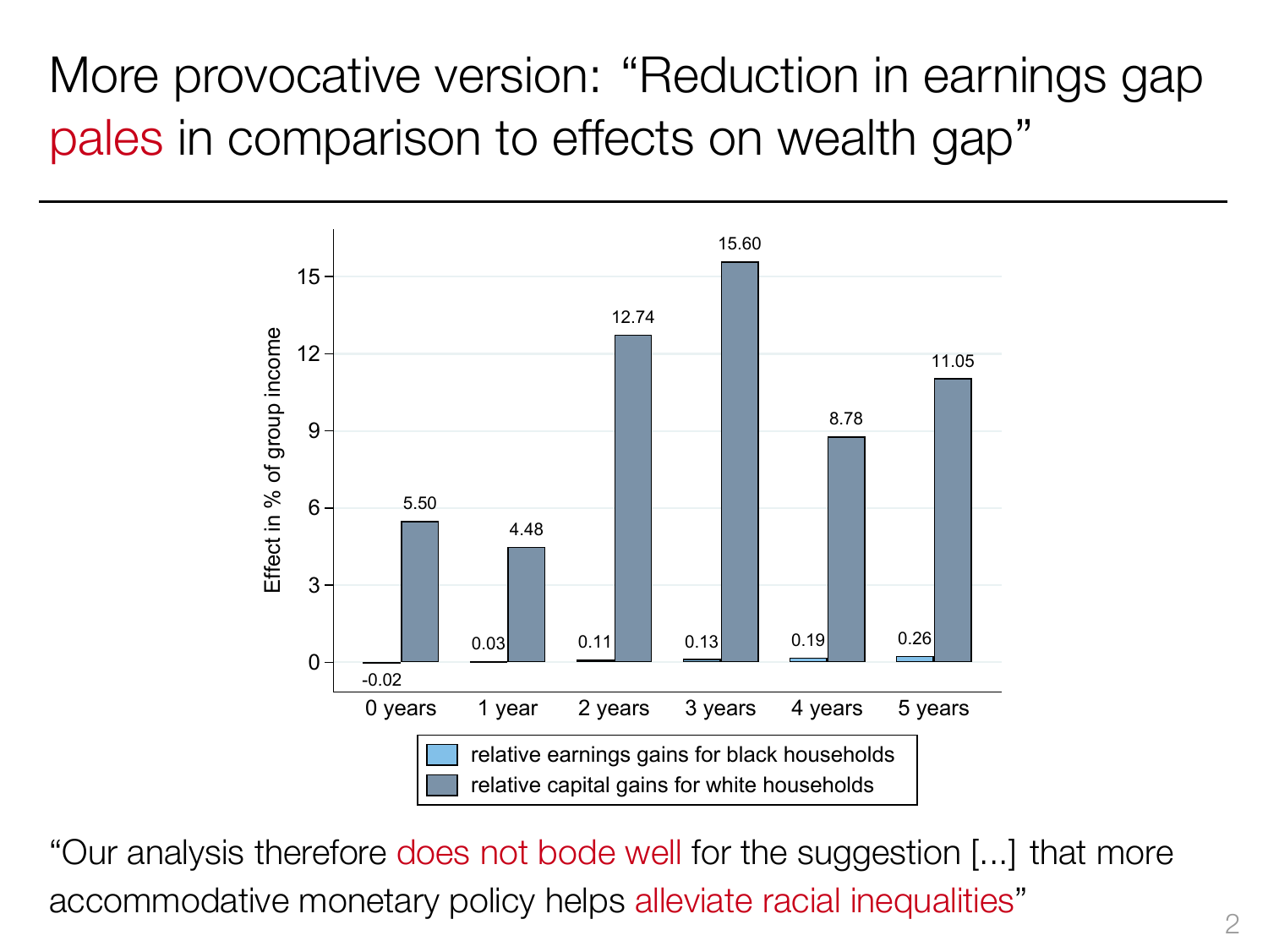# More provocative version: "Reduction in earnings gap pales in comparison to effects on wealth gap"

| | relative earnings gains for black households | relative capital gains for white households |
|---|---|---|
| 0 years | -0.02 | 5.50 |
| 1 year | 0.03 | 4.48 |
| 2 years | 0.11 | 12.74 |
| 3 years | 0.13 | 15.60 |
| 4 years | 0.19 | 8.78 |
| 5 years | 0.26 | 11.05 |

Effect in % of group income

"Our analysis therefore does not bode well for the suggestion [...] that more accommodative monetary policy helps alleviate racial inequalities"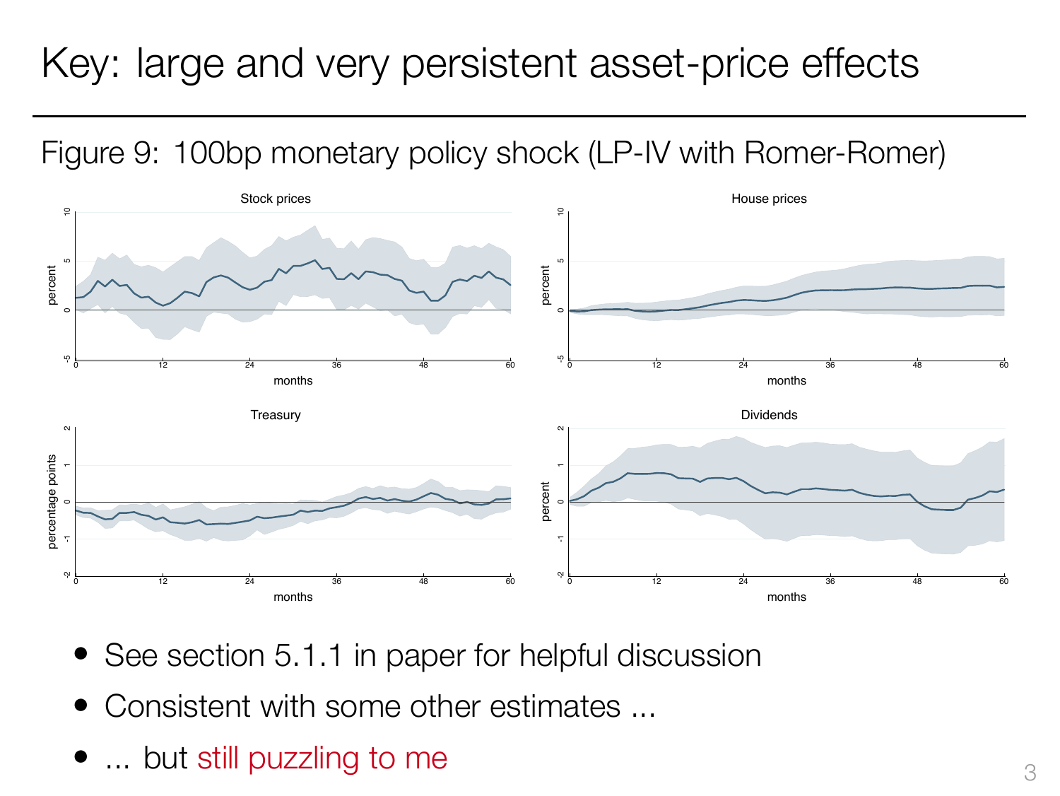# Key: large and very persistent asset-price effects

Figure 9: 100bp monetary policy shock (LP-IV with Romer-Romer)

Stock prices

percent

10
5
0
-5

0 12 24 36 48 60

months

House prices

percent

10
5
0
-5

0 12 24 36 48 60

months

Treasury

percentage points

2
1
0
-1
-2

0 12 24 36 48 60

months

Dividends

percent

2
1
0
-1
-2

0 12 24 36 48 60

months

- See section 5.1.1 in paper for helpful discussion
- Consistent with some other estimates ...
- ... but still puzzling to me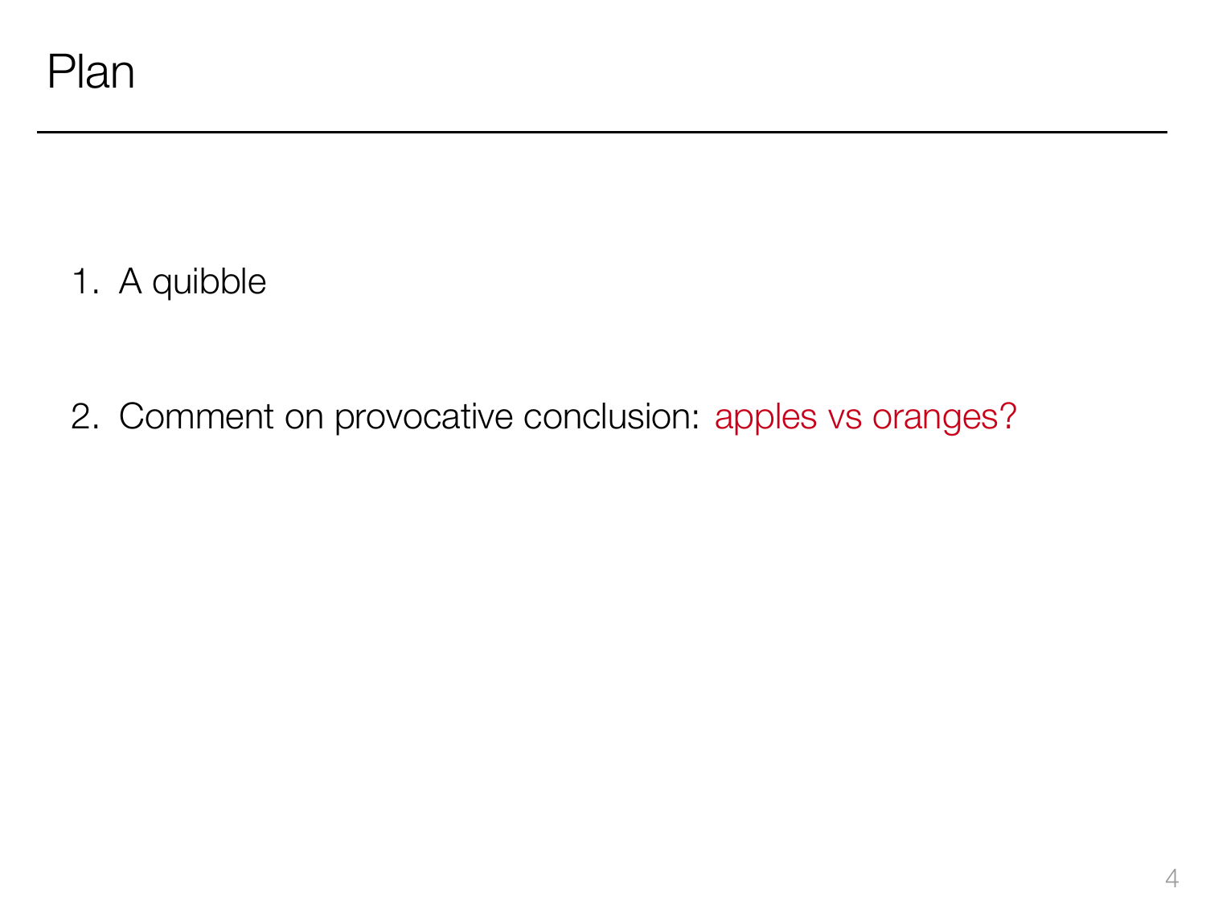# Plan

1. A quibble

2. Comment on provocative conclusion: apples vs oranges?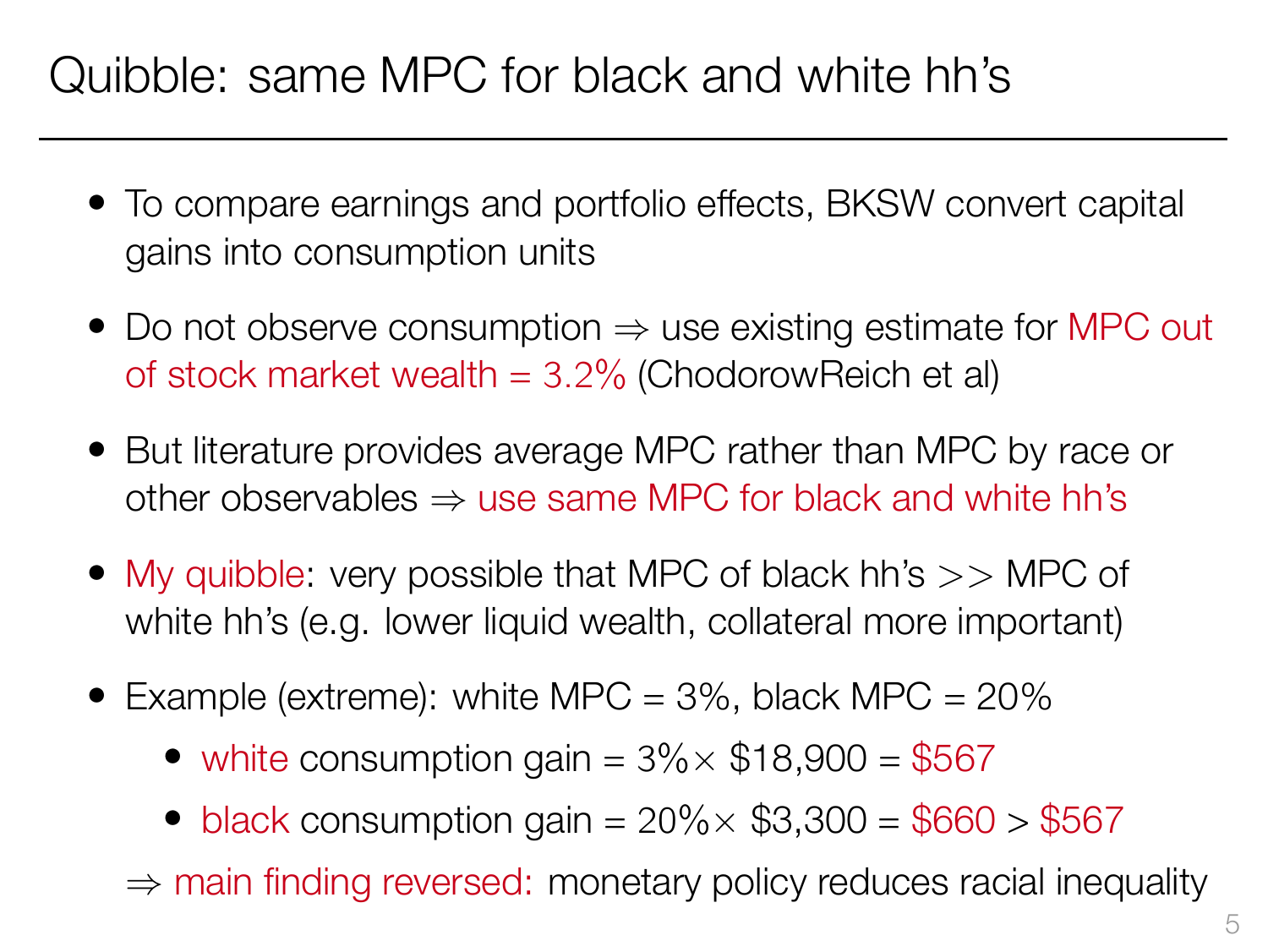# Quibble: same MPC for black and white hh's

- To compare earnings and portfolio effects, BKSW convert capital gains into consumption units
- Do not observe consumption $\Rightarrow$ use existing estimate for MPC out of stock market wealth = 3.2% (ChodorowReich et al)
- But literature provides average MPC rather than MPC by race or other observables $\Rightarrow$ use same MPC for black and white hh's
- My quibble: very possible that MPC of black hh's $>>$ MPC of white hh's (e.g. lower liquid wealth, collateral more important)
- Example (extreme): white MPC = 3%, black MPC = 20%
  - white consumption gain = 3% $\times$ \$18,900 = \$567
  - black consumption gain = 20% $\times$ \$3,300 = \$660 > \$567

$\Rightarrow$ main finding reversed: monetary policy reduces racial inequality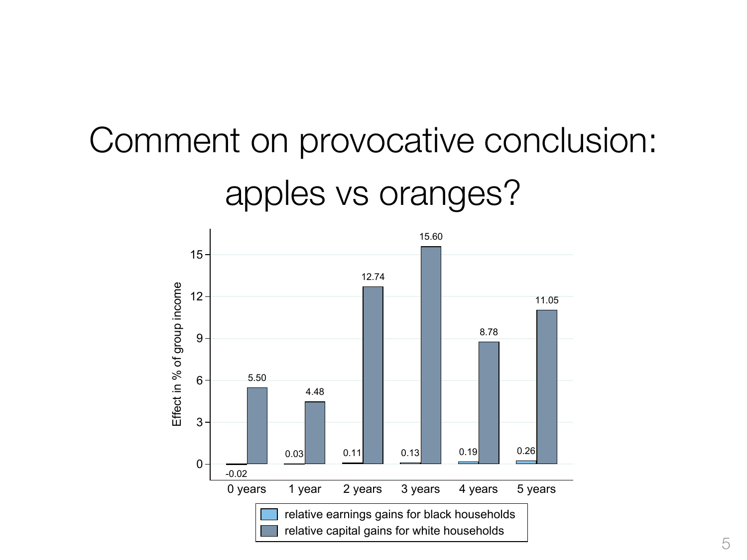# Comment on provocative conclusion: apples vs oranges?

Effect in % of group income

15
12
9
6
3
0

-0.02
5.50
0.03
4.48
0.11
12.74
0.13
15.60
0.19
8.78
0.26
11.05

0 years
1 year
2 years
3 years
4 years
5 years

relative earnings gains for black households
relative capital gains for white households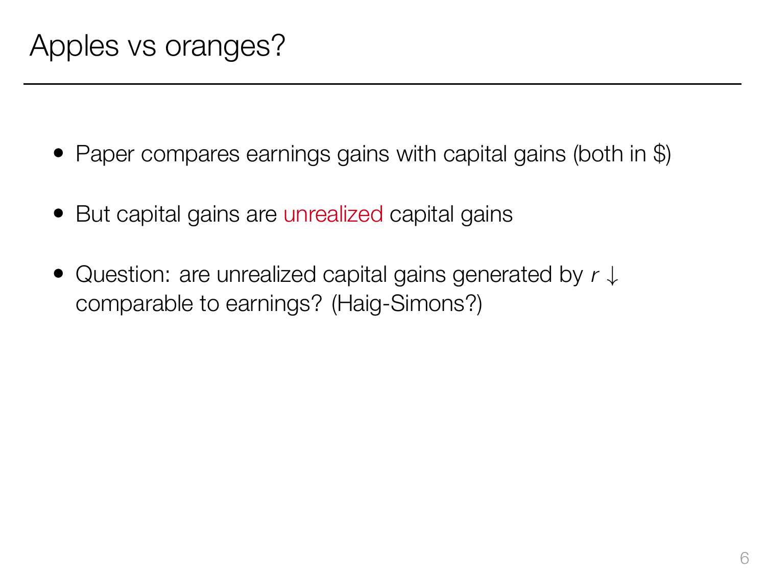# Apples vs oranges?

- Paper compares earnings gains with capital gains (both in $)
- But capital gains are unrealized capital gains
- Question: are unrealized capital gains generated by $r \downarrow$ comparable to earnings? (Haig-Simons?)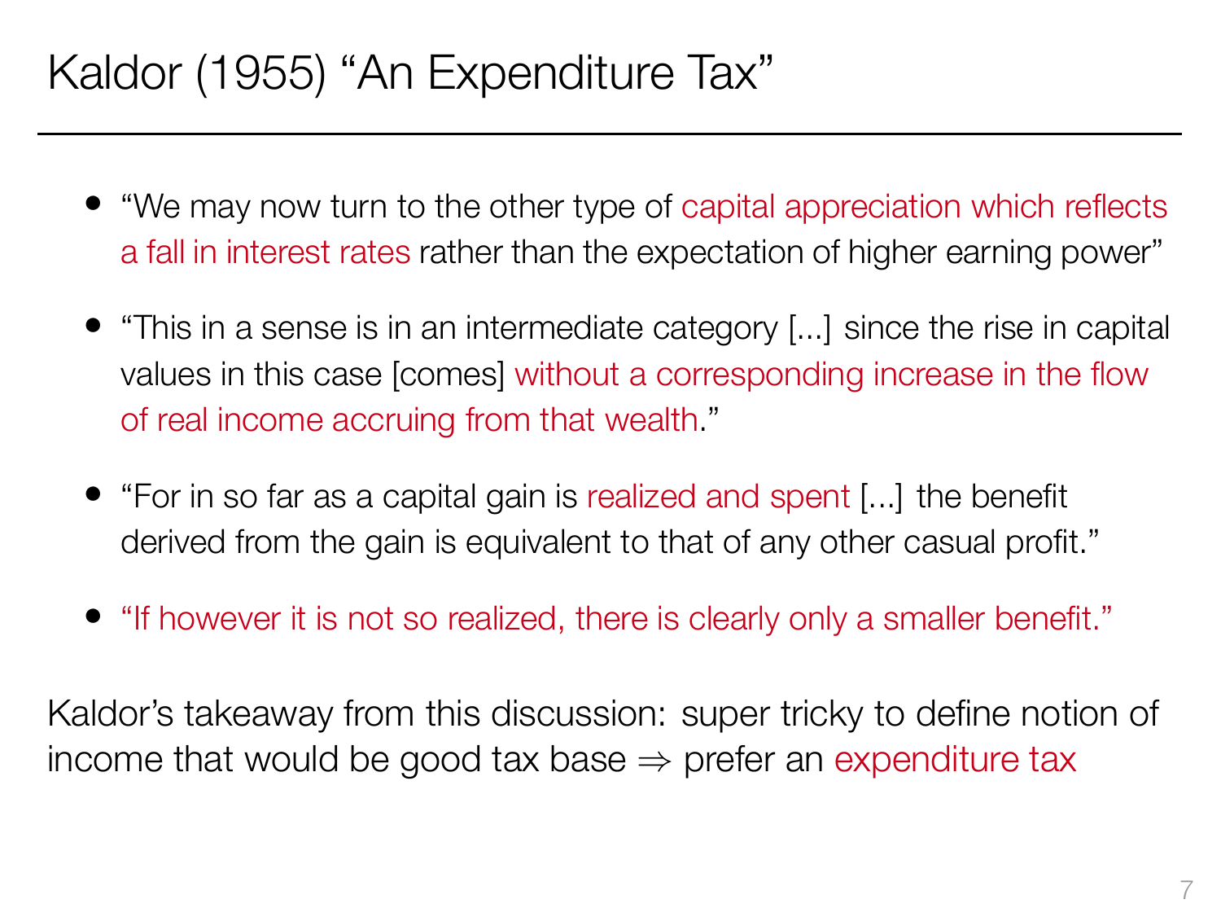# Kaldor (1955) "An Expenditure Tax"

- "We may now turn to the other type of capital appreciation which reflects a fall in interest rates rather than the expectation of higher earning power"
- "This in a sense is in an intermediate category [...] since the rise in capital values in this case [comes] without a corresponding increase in the flow of real income accruing from that wealth."
- "For in so far as a capital gain is realized and spent [...] the benefit derived from the gain is equivalent to that of any other casual profit."
- "If however it is not so realized, there is clearly only a smaller benefit."

Kaldor's takeaway from this discussion: super tricky to define notion of income that would be good tax base $\Rightarrow$ prefer an expenditure tax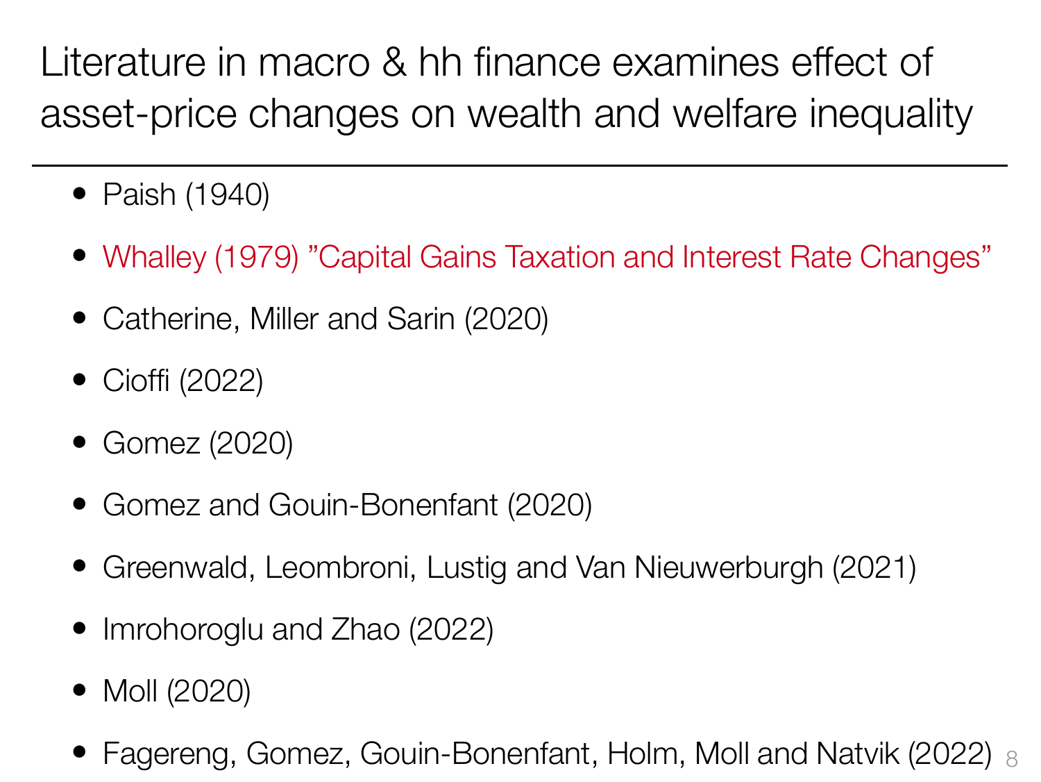# Literature in macro & hh finance examines effect of asset-price changes on wealth and welfare inequality

- Paish (1940)
- Whalley (1979) ”Capital Gains Taxation and Interest Rate Changes”
- Catherine, Miller and Sarin (2020)
- Cioffi (2022)
- Gomez (2020)
- Gomez and Gouin-Bonenfant (2020)
- Greenwald, Leombroni, Lustig and Van Nieuwerburgh (2021)
- Imrohoroglu and Zhao (2022)
- Moll (2020)
- Fagereng, Gomez, Gouin-Bonenfant, Holm, Moll and Natvik (2022)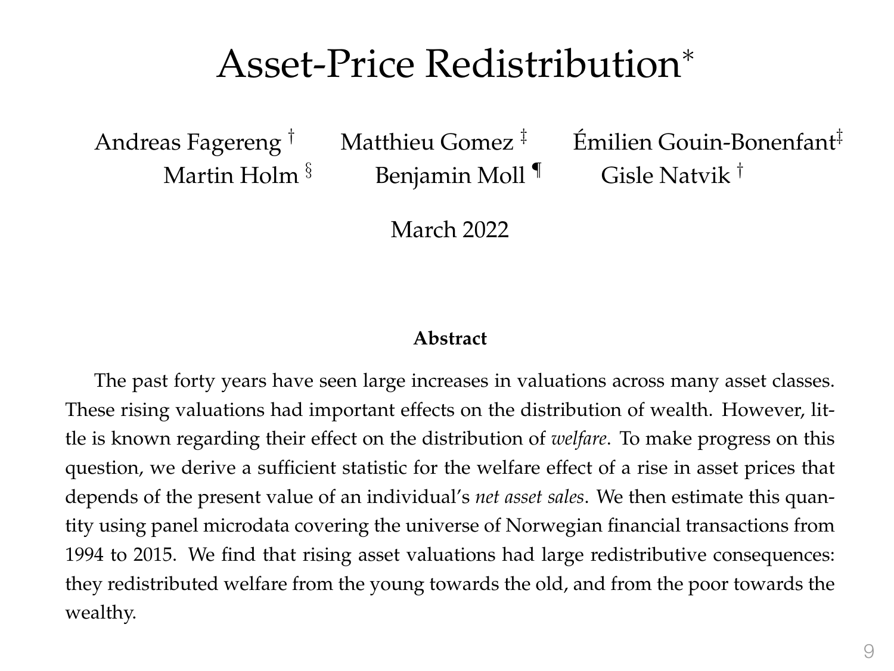# Asset-Price Redistribution*

Andreas Fagereng [†] Matthieu Gomez [‡] Émilien Gouin-Bonenfant[‡]
Martin Holm [§] Benjamin Moll [¶] Gisle Natvik [†]

March 2022

**Abstract**

The past forty years have seen large increases in valuations across many asset classes. These rising valuations had important effects on the distribution of wealth. However, little is known regarding their effect on the distribution of *welfare*. To make progress on this question, we derive a sufficient statistic for the welfare effect of a rise in asset prices that depends of the present value of an individual's *net asset sales*. We then estimate this quantity using panel microdata covering the universe of Norwegian financial transactions from 1994 to 2015. We find that rising asset valuations had large redistributive consequences: they redistributed welfare from the young towards the old, and from the poor towards the wealthy.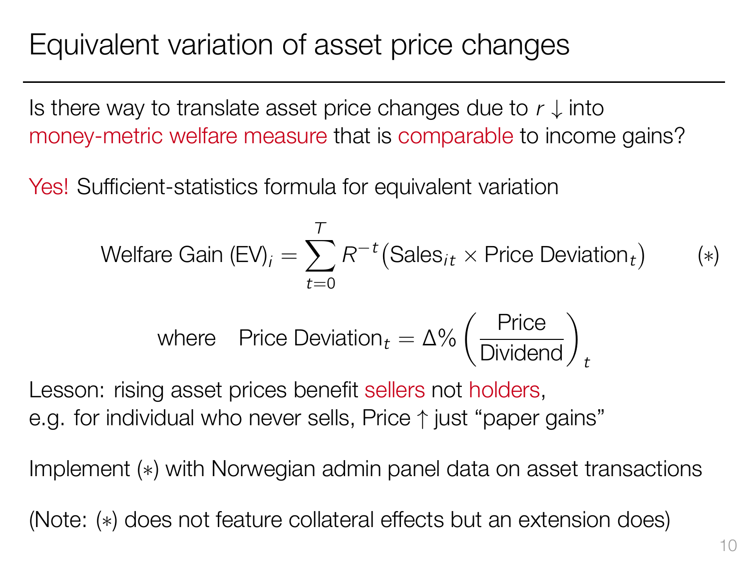# Equivalent variation of asset price changes

Is there way to translate asset price changes due to $r \downarrow$ into money-metric welfare measure that is comparable to income gains?

Yes! Sufficient-statistics formula for equivalent variation

$$\text{Welfare Gain (EV)}_i = \sum_{t=0}^{T} R^{-t} \left( \text{Sales}_{it} \times \text{Price Deviation}_t \right) \qquad (*)$$

$$\text{where} \quad \text{Price Deviation}_t = \Delta\% \left( \frac{\text{Price}}{\text{Dividend}} \right)_t$$

Lesson: rising asset prices benefit sellers not holders,
e.g. for individual who never sells, Price $\uparrow$ just "paper gains"

Implement $(*)$ with Norwegian admin panel data on asset transactions

(Note: $(*)$ does not feature collateral effects but an extension does)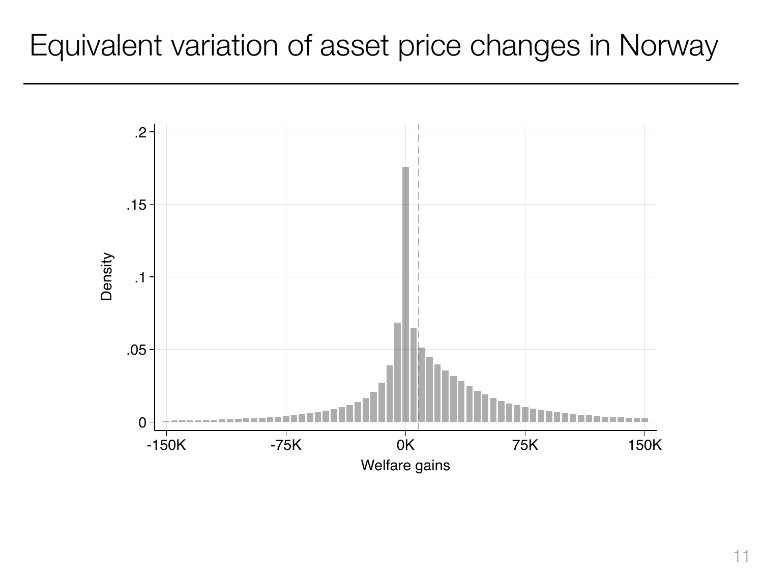# Equivalent variation of asset price changes in Norway

Density

.2

.15

.1

.05

0

-150K

-75K

0K

75K

150K

Welfare gains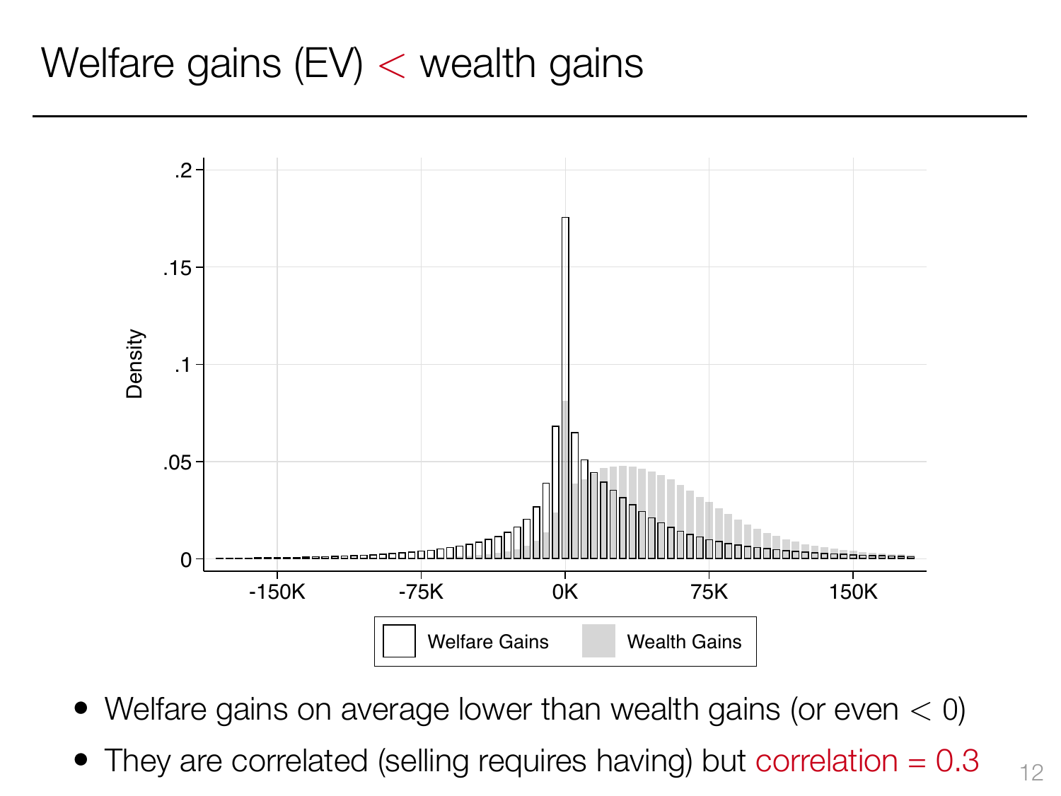# Welfare gains (EV) < wealth gains

Density

.2

.15

.1

.05

0

-150K

-75K

0K

75K

150K

Welfare Gains

Wealth Gains

- Welfare gains on average lower than wealth gains (or even < 0)
- They are correlated (selling requires having) but correlation = 0.3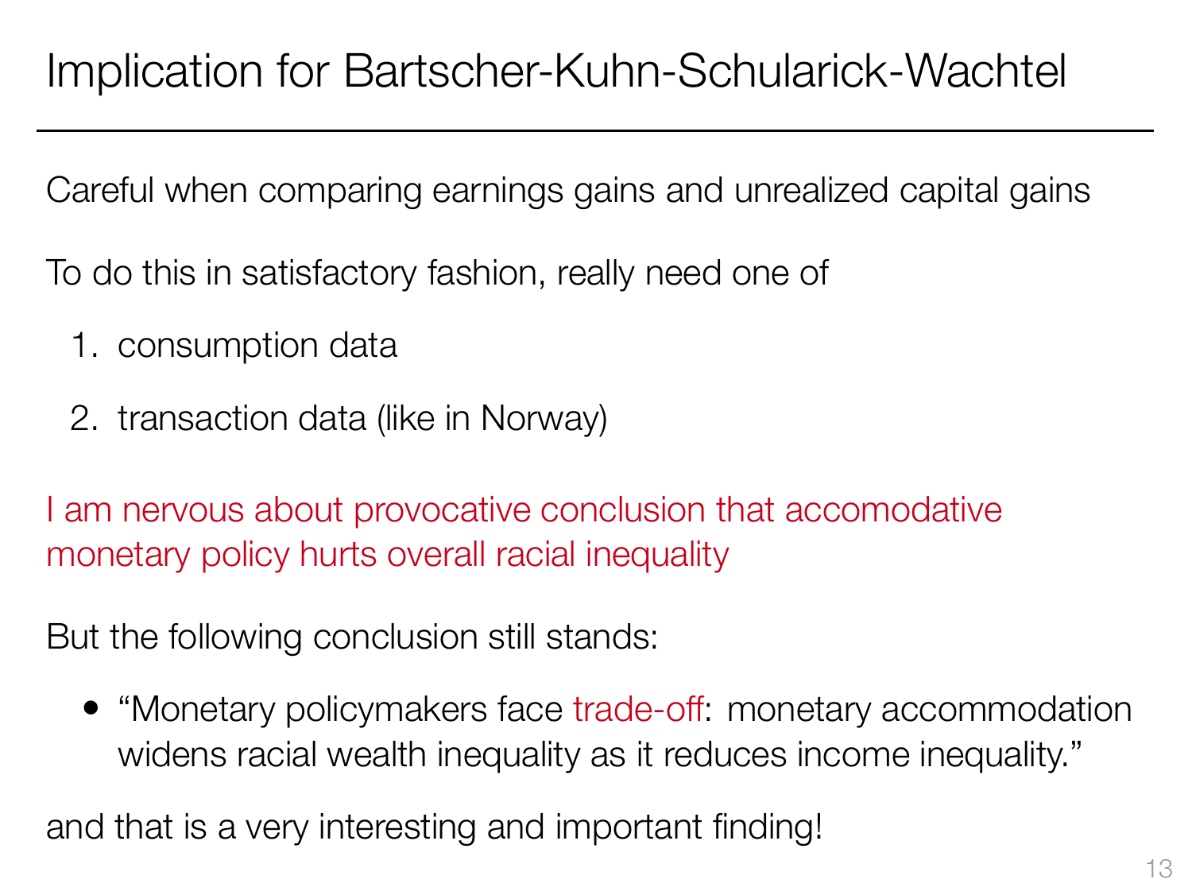# Implication for Bartscher-Kuhn-Schularick-Wachtel

Careful when comparing earnings gains and unrealized capital gains

To do this in satisfactory fashion, really need one of

1. consumption data
2. transaction data (like in Norway)

I am nervous about provocative conclusion that accomodative monetary policy hurts overall racial inequality

But the following conclusion still stands:

- "Monetary policymakers face trade-off: monetary accommodation widens racial wealth inequality as it reduces income inequality."

and that is a very interesting and important finding!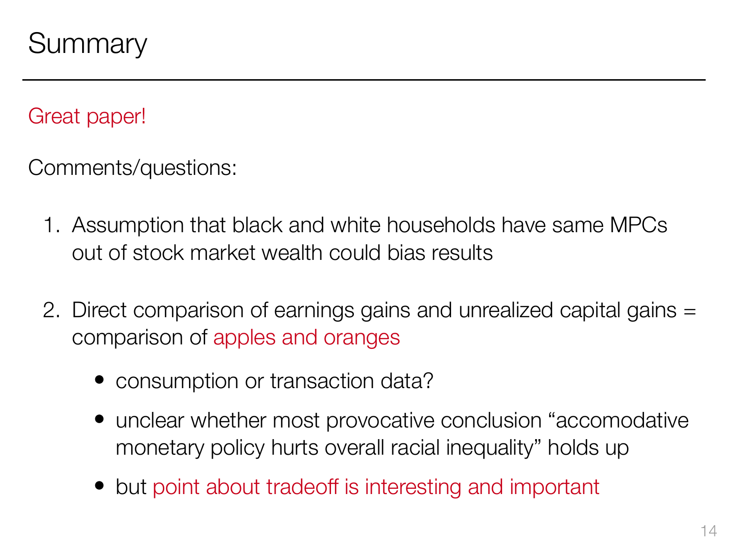# Summary

Great paper!

Comments/questions:

1. Assumption that black and white households have same MPCs out of stock market wealth could bias results

2. Direct comparison of earnings gains and unrealized capital gains = comparison of apples and oranges

    - consumption or transaction data?
    - unclear whether most provocative conclusion “accomodative monetary policy hurts overall racial inequality” holds up
    - but point about tradeoff is interesting and important